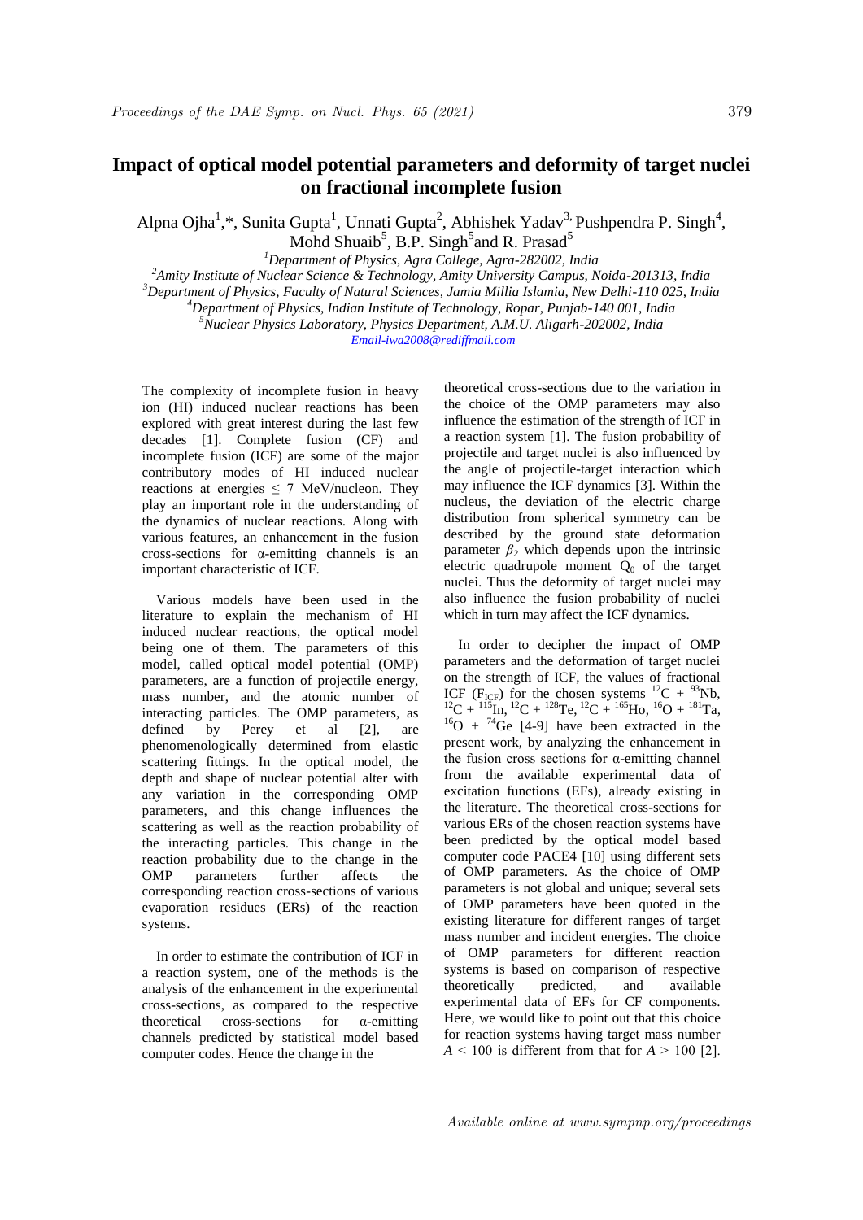# Impact of optical model potential parameters and deformity of target nuclei on fractional incomplete fusion

Alpna Ojha[1],*, Sunita Gupta[1], Unnati Gupta[2], Abhishek Yadav[3], Pushpendra P. Singh[4], Mohd Shuaib[5], B.P. Singh[5] and R. Prasad[5]

*[1]Department of Physics, Agra College, Agra-282002, India*
*[2]Amity Institute of Nuclear Science & Technology, Amity University Campus, Noida-201313, India*
*[3]Department of Physics, Faculty of Natural Sciences, Jamia Millia Islamia, New Delhi-110 025, India*
*[4]Department of Physics, Indian Institute of Technology, Ropar, Punjab-140 001, India*
*[5]Nuclear Physics Laboratory, Physics Department, A.M.U. Aligarh-202002, India*
*Email-iwa2008@rediffmail.com*

The complexity of incomplete fusion in heavy ion (HI) induced nuclear reactions has been explored with great interest during the last few decades [1]. Complete fusion (CF) and incomplete fusion (ICF) are some of the major contributory modes of HI induced nuclear reactions at energies ≤ 7 MeV/nucleon. They play an important role in the understanding of the dynamics of nuclear reactions. Along with various features, an enhancement in the fusion cross-sections for α-emitting channels is an important characteristic of ICF.

Various models have been used in the literature to explain the mechanism of HI induced nuclear reactions, the optical model being one of them. The parameters of this model, called optical model potential (OMP) parameters, are a function of projectile energy, mass number, and the atomic number of interacting particles. The OMP parameters, as defined by Perey et al [2], are phenomenologically determined from elastic scattering fittings. In the optical model, the depth and shape of nuclear potential alter with any variation in the corresponding OMP parameters, and this change influences the scattering as well as the reaction probability of the interacting particles. This change in the reaction probability due to the change in the OMP parameters further affects the corresponding reaction cross-sections of various evaporation residues (ERs) of the reaction systems.

In order to estimate the contribution of ICF in a reaction system, one of the methods is the analysis of the enhancement in the experimental cross-sections, as compared to the respective theoretical cross-sections for α-emitting channels predicted by statistical model based computer codes. Hence the change in the theoretical cross-sections due to the variation in the choice of the OMP parameters may also influence the estimation of the strength of ICF in a reaction system [1]. The fusion probability of projectile and target nuclei is also influenced by the angle of projectile-target interaction which may influence the ICF dynamics [3]. Within the nucleus, the deviation of the electric charge distribution from spherical symmetry can be described by the ground state deformation parameter $\beta_2$ which depends upon the intrinsic electric quadrupole moment $Q_0$ of the target nuclei. Thus the deformity of target nuclei may also influence the fusion probability of nuclei which in turn may affect the ICF dynamics.

In order to decipher the impact of OMP parameters and the deformation of target nuclei on the strength of ICF, the values of fractional ICF ($F_{ICF}$) for the chosen systems $^{12}C + ^{93}Nb$, $^{12}C + ^{115}In$, $^{12}C + ^{128}Te$, $^{12}C + ^{165}Ho$, $^{16}O + ^{181}Ta$, $^{16}O + ^{74}Ge$ [4-9] have been extracted in the present work, by analyzing the enhancement in the fusion cross sections for α-emitting channel from the available experimental data of excitation functions (EFs), already existing in the literature. The theoretical cross-sections for various ERs of the chosen reaction systems have been predicted by the optical model based computer code PACE4 [10] using different sets of OMP parameters. As the choice of OMP parameters is not global and unique; several sets of OMP parameters have been quoted in the existing literature for different ranges of target mass number and incident energies. The choice of OMP parameters for different reaction systems is based on comparison of respective theoretically predicted, and available experimental data of EFs for CF components. Here, we would like to point out that this choice for reaction systems having target mass number $A < 100$ is different from that for $A > 100$ [2].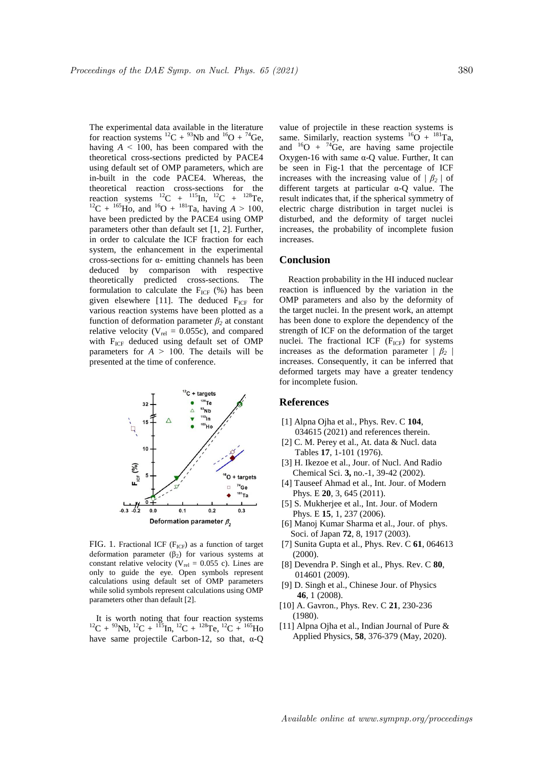The experimental data available in the literature for reaction systems $^{12}C + ^{93}Nb$ and $^{16}O + ^{74}Ge$, having $A < 100$, has been compared with the theoretical cross-sections predicted by PACE4 using default set of OMP parameters, which are in-built in the code PACE4. Whereas, the theoretical reaction cross-sections for the reaction systems $^{12}C + ^{115}In$, $^{12}C + ^{128}Te$, $^{12}C + ^{165}Ho$, and $^{16}O + ^{181}Ta$, having $A > 100$, have been predicted by the PACE4 using OMP parameters other than default set [1, 2]. Further, in order to calculate the ICF fraction for each system, the enhancement in the experimental cross-sections for α- emitting channels has been deduced by comparison with respective theoretically predicted cross-sections. The formulation to calculate the $F_{ICF}$ (%) has been given elsewhere [11]. The deduced $F_{ICF}$ for various reaction systems have been plotted as a function of deformation parameter $\beta_2$ at constant relative velocity ($V_{rel}$ = 0.055c), and compared with $F_{ICF}$ deduced using default set of OMP parameters for $A > 100$. The details will be presented at the time of conference.

$^{12}$C + targets
$^{128}$Te
$^{93}$Nb
$^{115}$In
$^{165}$Ho
$^{16}$O + targets
$^{74}$Ge
$^{181}$Ta
$F_{ICF}$ (%)
32
15
10
5
0
-0.3 -0.2 0.0 0.1 0.2 0.3
Deformation parameter $\beta_2$

FIG. 1. Fractional ICF ($F_{ICF}$) as a function of target deformation parameter ($\beta_2$) for various systems at constant relative velocity ($V_{rel}$ = 0.055 c). Lines are only to guide the eye. Open symbols represent calculations using default set of OMP parameters while solid symbols represent calculations using OMP parameters other than default [2].

It is worth noting that four reaction systems $^{12}C + ^{93}Nb$, $^{12}C + ^{115}In$, $^{12}C + ^{128}Te$, $^{12}C + ^{165}Ho$ have same projectile Carbon-12, so that, α-Q value of projectile in these reaction systems is same. Similarly, reaction systems $^{16}O + ^{181}Ta$, and $^{16}O + ^{74}Ge$, are having same projectile Oxygen-16 with same α-Q value. Further, It can be seen in Fig-1 that the percentage of ICF increases with the increasing value of $| \beta_2 |$ of different targets at particular α-Q value. The result indicates that, if the spherical symmetry of electric charge distribution in target nuclei is disturbed, and the deformity of target nuclei increases, the probability of incomplete fusion increases.

## Conclusion

Reaction probability in the HI induced nuclear reaction is influenced by the variation in the OMP parameters and also by the deformity of the target nuclei. In the present work, an attempt has been done to explore the dependency of the strength of ICF on the deformation of the target nuclei. The fractional ICF ($F_{ICF}$) for systems increases as the deformation parameter $| \beta_2 |$ increases. Consequently, it can be inferred that deformed targets may have a greater tendency for incomplete fusion.

## References

[1] Alpna Ojha et al., Phys. Rev. C **104**, 034615 (2021) and references therein.
[2] C. M. Perey et al., At. data & Nucl. data Tables **17**, 1-101 (1976).
[3] H. Ikezoe et al., Jour. of Nucl. And Radio Chemical Sci. **3,** no.-1, 39-42 (2002).
[4] Tauseef Ahmad et al., Int. Jour. of Modern Phys. E **20**, 3, 645 (2011).
[5] S. Mukherjee et al., Int. Jour. of Modern Phys. E **15**, 1, 237 (2006).
[6] Manoj Kumar Sharma et al., Jour. of phys. Soci. of Japan **72**, 8, 1917 (2003).
[7] Sunita Gupta et al., Phys. Rev. C **61**, 064613 (2000).
[8] Devendra P. Singh et al., Phys. Rev. C **80**, 014601 (2009).
[9] D. Singh et al., Chinese Jour. of Physics **46**, 1 (2008).
[10] A. Gavron., Phys. Rev. C **21**, 230-236 (1980).
[11] Alpna Ojha et al., Indian Journal of Pure & Applied Physics, **58**, 376-379 (May, 2020).